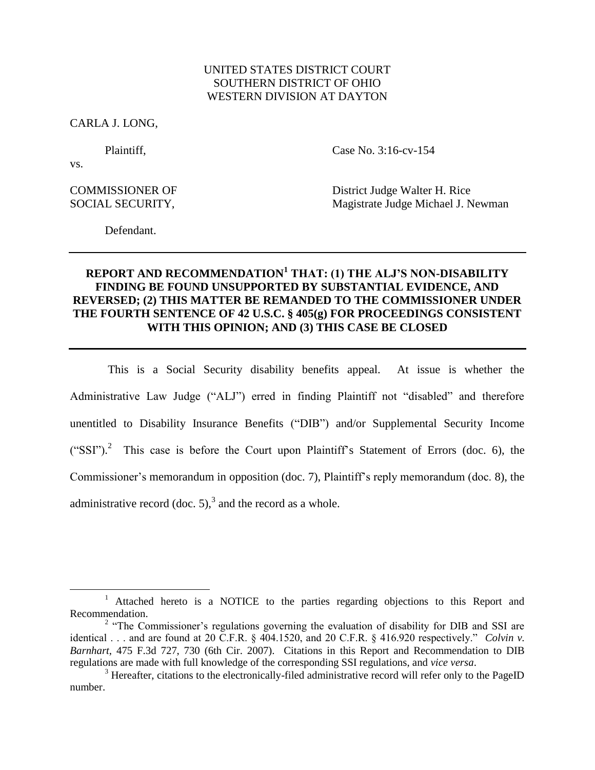UNITED STATES DISTRICT COURT
SOUTHERN DISTRICT OF OHIO
WESTERN DIVISION AT DAYTON

CARLA J. LONG,

Plaintiff,

vs.

Case No. 3:16-cv-154

COMMISSIONER OF SOCIAL SECURITY,

Defendant.

District Judge Walter H. Rice
Magistrate Judge Michael J. Newman

---

**REPORT AND RECOMMENDATION[1] THAT: (1) THE ALJ'S NON-DISABILITY FINDING BE FOUND UNSUPPORTED BY SUBSTANTIAL EVIDENCE, AND REVERSED; (2) THIS MATTER BE REMANDED TO THE COMMISSIONER UNDER THE FOURTH SENTENCE OF 42 U.S.C. § 405(g) FOR PROCEEDINGS CONSISTENT WITH THIS OPINION; AND (3) THIS CASE BE CLOSED**

---

This is a Social Security disability benefits appeal. At issue is whether the Administrative Law Judge ("ALJ") erred in finding Plaintiff not "disabled" and therefore unentitled to Disability Insurance Benefits ("DIB") and/or Supplemental Security Income ("SSI").[2] This case is before the Court upon Plaintiff's Statement of Errors (doc. 6), the Commissioner's memorandum in opposition (doc. 7), Plaintiff's reply memorandum (doc. 8), the administrative record (doc. 5),[3] and the record as a whole.

---

[1] Attached hereto is a NOTICE to the parties regarding objections to this Report and Recommendation.

[2] "The Commissioner's regulations governing the evaluation of disability for DIB and SSI are identical . . . and are found at 20 C.F.R. § 404.1520, and 20 C.F.R. § 416.920 respectively." *Colvin v. Barnhart*, 475 F.3d 727, 730 (6th Cir. 2007). Citations in this Report and Recommendation to DIB regulations are made with full knowledge of the corresponding SSI regulations, and *vice versa*.

[3] Hereafter, citations to the electronically-filed administrative record will refer only to the PageID number.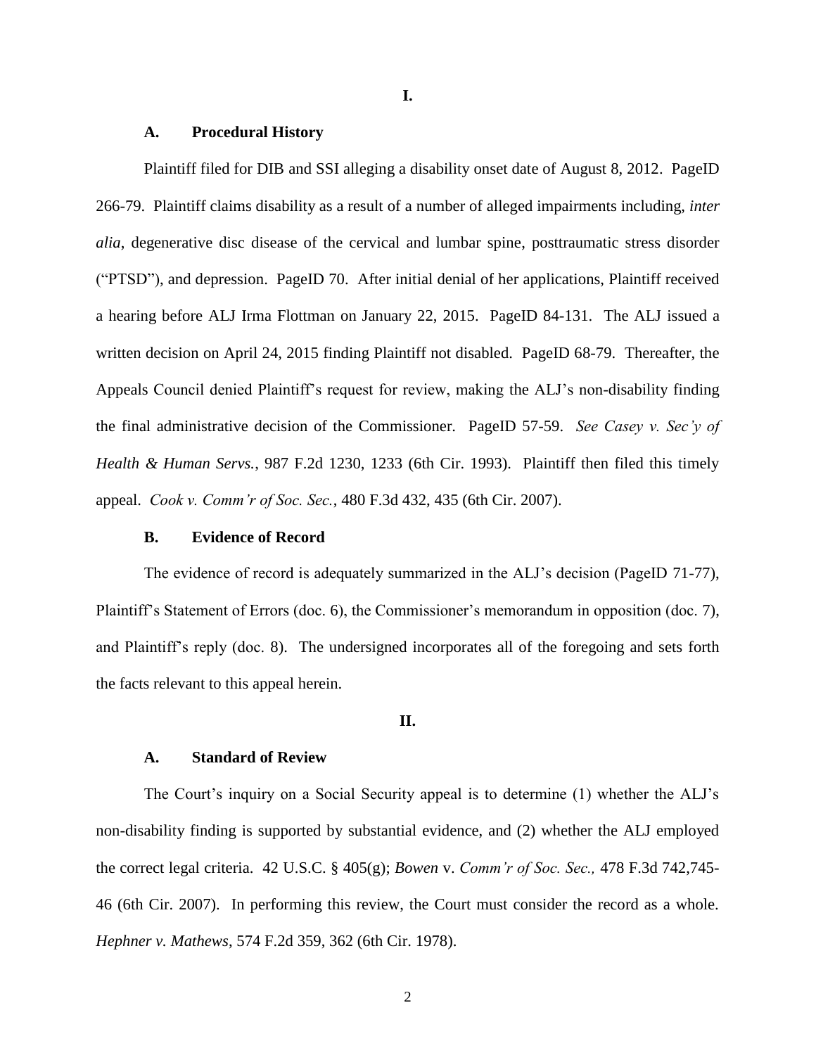# I.

## A. Procedural History

Plaintiff filed for DIB and SSI alleging a disability onset date of August 8, 2012. PageID 266-79. Plaintiff claims disability as a result of a number of alleged impairments including, *inter alia*, degenerative disc disease of the cervical and lumbar spine, posttraumatic stress disorder ("PTSD"), and depression. PageID 70. After initial denial of her applications, Plaintiff received a hearing before ALJ Irma Flottman on January 22, 2015. PageID 84-131. The ALJ issued a written decision on April 24, 2015 finding Plaintiff not disabled. PageID 68-79. Thereafter, the Appeals Council denied Plaintiff's request for review, making the ALJ's non-disability finding the final administrative decision of the Commissioner. PageID 57-59. *See Casey v. Sec'y of Health & Human Servs.*, 987 F.2d 1230, 1233 (6th Cir. 1993). Plaintiff then filed this timely appeal. *Cook v. Comm'r of Soc. Sec.*, 480 F.3d 432, 435 (6th Cir. 2007).

## B. Evidence of Record

The evidence of record is adequately summarized in the ALJ's decision (PageID 71-77), Plaintiff's Statement of Errors (doc. 6), the Commissioner's memorandum in opposition (doc. 7), and Plaintiff's reply (doc. 8). The undersigned incorporates all of the foregoing and sets forth the facts relevant to this appeal herein.

# II.

## A. Standard of Review

The Court's inquiry on a Social Security appeal is to determine (1) whether the ALJ's non-disability finding is supported by substantial evidence, and (2) whether the ALJ employed the correct legal criteria. 42 U.S.C. § 405(g); *Bowen* v. *Comm'r of Soc. Sec.,* 478 F.3d 742,745-46 (6th Cir. 2007). In performing this review, the Court must consider the record as a whole. *Hephner v. Mathews*, 574 F.2d 359, 362 (6th Cir. 1978).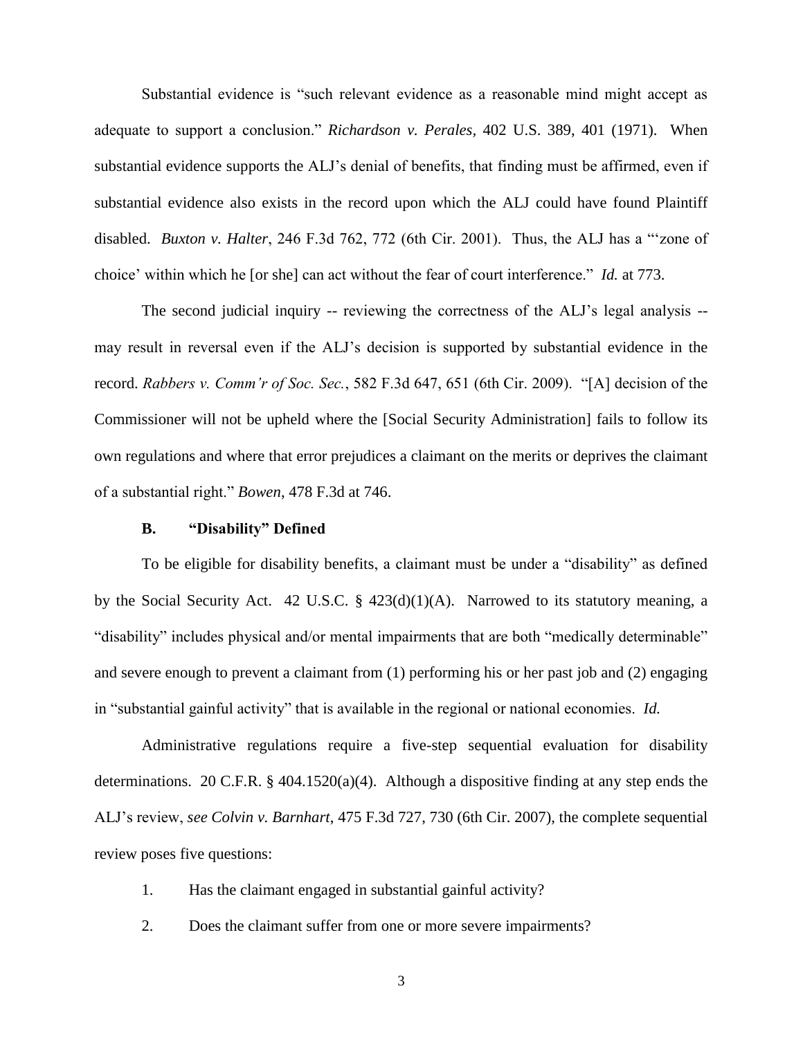Substantial evidence is "such relevant evidence as a reasonable mind might accept as adequate to support a conclusion." *Richardson v. Perales*, 402 U.S. 389, 401 (1971). When substantial evidence supports the ALJ's denial of benefits, that finding must be affirmed, even if substantial evidence also exists in the record upon which the ALJ could have found Plaintiff disabled. *Buxton v. Halter*, 246 F.3d 762, 772 (6th Cir. 2001). Thus, the ALJ has a "'zone of choice' within which he [or she] can act without the fear of court interference." *Id.* at 773.

The second judicial inquiry -- reviewing the correctness of the ALJ's legal analysis -- may result in reversal even if the ALJ's decision is supported by substantial evidence in the record. *Rabbers v. Comm'r of Soc. Sec.*, 582 F.3d 647, 651 (6th Cir. 2009). "[A] decision of the Commissioner will not be upheld where the [Social Security Administration] fails to follow its own regulations and where that error prejudices a claimant on the merits or deprives the claimant of a substantial right." *Bowen*, 478 F.3d at 746.

### B. "Disability" Defined

To be eligible for disability benefits, a claimant must be under a "disability" as defined by the Social Security Act. 42 U.S.C. § 423(d)(1)(A). Narrowed to its statutory meaning, a "disability" includes physical and/or mental impairments that are both "medically determinable" and severe enough to prevent a claimant from (1) performing his or her past job and (2) engaging in "substantial gainful activity" that is available in the regional or national economies. *Id.*

Administrative regulations require a five-step sequential evaluation for disability determinations. 20 C.F.R. § 404.1520(a)(4). Although a dispositive finding at any step ends the ALJ's review, *see Colvin v. Barnhart*, 475 F.3d 727, 730 (6th Cir. 2007), the complete sequential review poses five questions:

1. Has the claimant engaged in substantial gainful activity?
2. Does the claimant suffer from one or more severe impairments?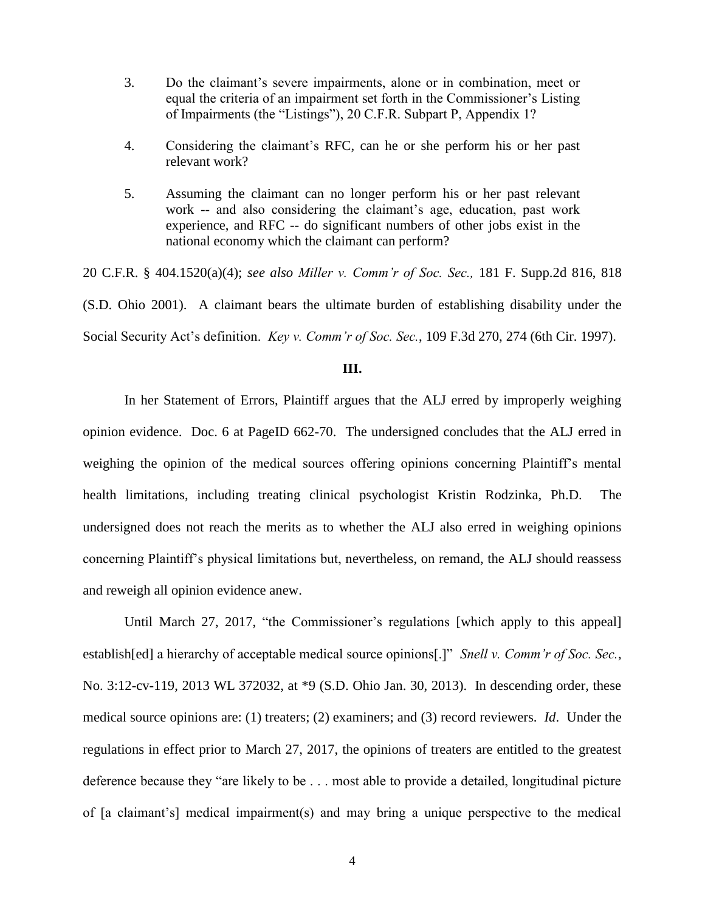3. Do the claimant's severe impairments, alone or in combination, meet or equal the criteria of an impairment set forth in the Commissioner's Listing of Impairments (the "Listings"), 20 C.F.R. Subpart P, Appendix 1?

4. Considering the claimant's RFC, can he or she perform his or her past relevant work?

5. Assuming the claimant can no longer perform his or her past relevant work -- and also considering the claimant's age, education, past work experience, and RFC -- do significant numbers of other jobs exist in the national economy which the claimant can perform?

20 C.F.R. § 404.1520(a)(4); *see also Miller v. Comm'r of Soc. Sec.,* 181 F. Supp.2d 816, 818 (S.D. Ohio 2001). A claimant bears the ultimate burden of establishing disability under the Social Security Act's definition. *Key v. Comm'r of Soc. Sec.*, 109 F.3d 270, 274 (6th Cir. 1997).

### III.

In her Statement of Errors, Plaintiff argues that the ALJ erred by improperly weighing opinion evidence. Doc. 6 at PageID 662-70. The undersigned concludes that the ALJ erred in weighing the opinion of the medical sources offering opinions concerning Plaintiff's mental health limitations, including treating clinical psychologist Kristin Rodzinka, Ph.D. The undersigned does not reach the merits as to whether the ALJ also erred in weighing opinions concerning Plaintiff's physical limitations but, nevertheless, on remand, the ALJ should reassess and reweigh all opinion evidence anew.

Until March 27, 2017, "the Commissioner's regulations [which apply to this appeal] establish[ed] a hierarchy of acceptable medical source opinions[.]" *Snell v. Comm'r of Soc. Sec.*, No. 3:12-cv-119, 2013 WL 372032, at *9 (S.D. Ohio Jan. 30, 2013). In descending order, these medical source opinions are: (1) treaters; (2) examiners; and (3) record reviewers. *Id*. Under the regulations in effect prior to March 27, 2017, the opinions of treaters are entitled to the greatest deference because they "are likely to be . . . most able to provide a detailed, longitudinal picture of [a claimant's] medical impairment(s) and may bring a unique perspective to the medical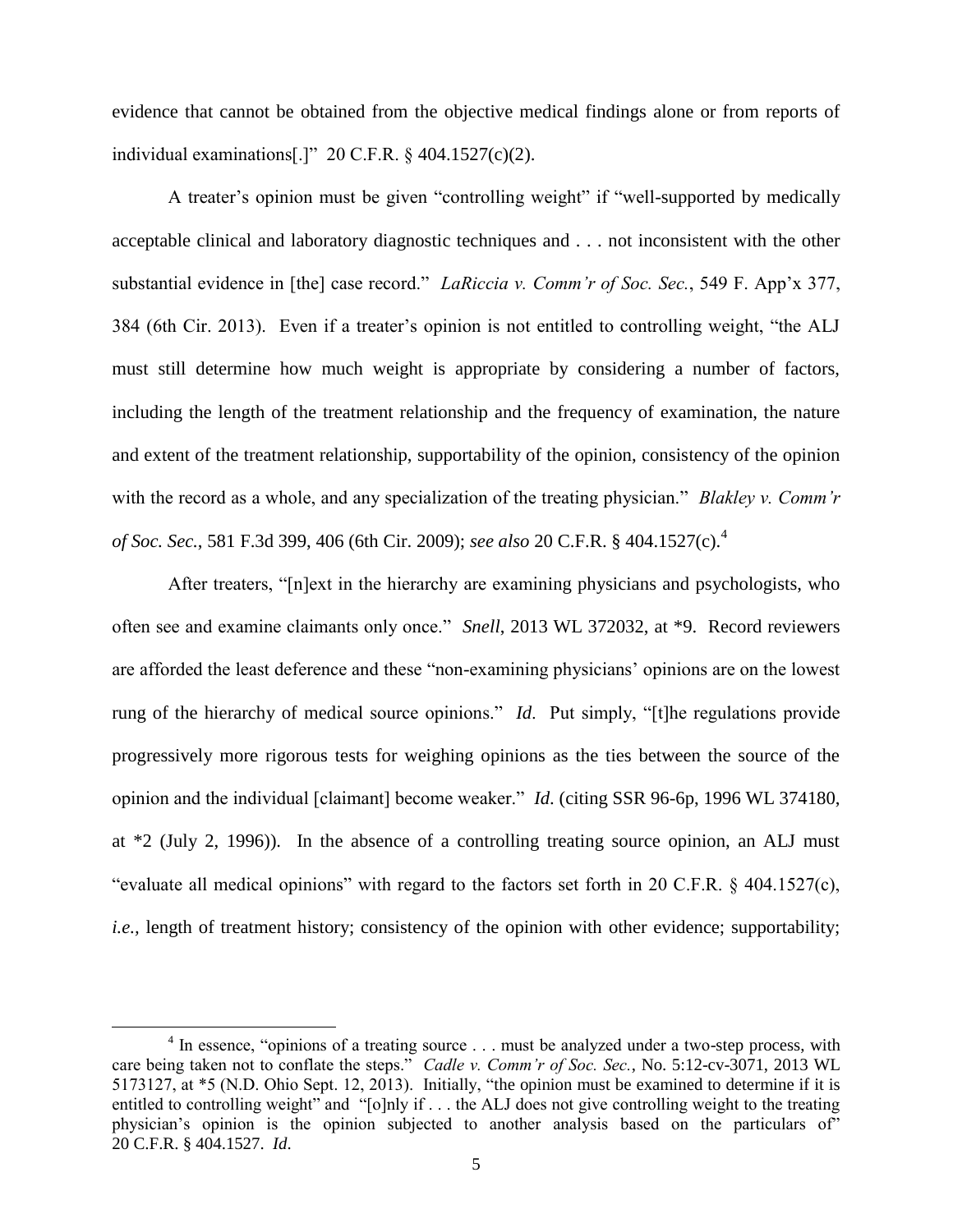evidence that cannot be obtained from the objective medical findings alone or from reports of individual examinations[.]" 20 C.F.R. § 404.1527(c)(2).

A treater's opinion must be given "controlling weight" if "well-supported by medically acceptable clinical and laboratory diagnostic techniques and . . . not inconsistent with the other substantial evidence in [the] case record." *LaRiccia v. Comm'r of Soc. Sec.*, 549 F. App'x 377, 384 (6th Cir. 2013). Even if a treater's opinion is not entitled to controlling weight, "the ALJ must still determine how much weight is appropriate by considering a number of factors, including the length of the treatment relationship and the frequency of examination, the nature and extent of the treatment relationship, supportability of the opinion, consistency of the opinion with the record as a whole, and any specialization of the treating physician." *Blakley v. Comm'r of Soc. Sec.*, 581 F.3d 399, 406 (6th Cir. 2009); *see also* 20 C.F.R. § 404.1527(c).[4]

After treaters, "[n]ext in the hierarchy are examining physicians and psychologists, who often see and examine claimants only once." *Snell*, 2013 WL 372032, at *9. Record reviewers are afforded the least deference and these "non-examining physicians' opinions are on the lowest rung of the hierarchy of medical source opinions." *Id*. Put simply, "[t]he regulations provide progressively more rigorous tests for weighing opinions as the ties between the source of the opinion and the individual [claimant] become weaker." *Id*. (citing SSR 96-6p, 1996 WL 374180, at *2 (July 2, 1996)). In the absence of a controlling treating source opinion, an ALJ must "evaluate all medical opinions" with regard to the factors set forth in 20 C.F.R. § 404.1527(c), *i.e.*, length of treatment history; consistency of the opinion with other evidence; supportability;

---

[4] In essence, "opinions of a treating source . . . must be analyzed under a two-step process, with care being taken not to conflate the steps." *Cadle v. Comm'r of Soc. Sec.*, No. 5:12-cv-3071, 2013 WL 5173127, at *5 (N.D. Ohio Sept. 12, 2013). Initially, "the opinion must be examined to determine if it is entitled to controlling weight" and "[o]nly if . . . the ALJ does not give controlling weight to the treating physician's opinion is the opinion subjected to another analysis based on the particulars of" 20 C.F.R. § 404.1527. *Id*.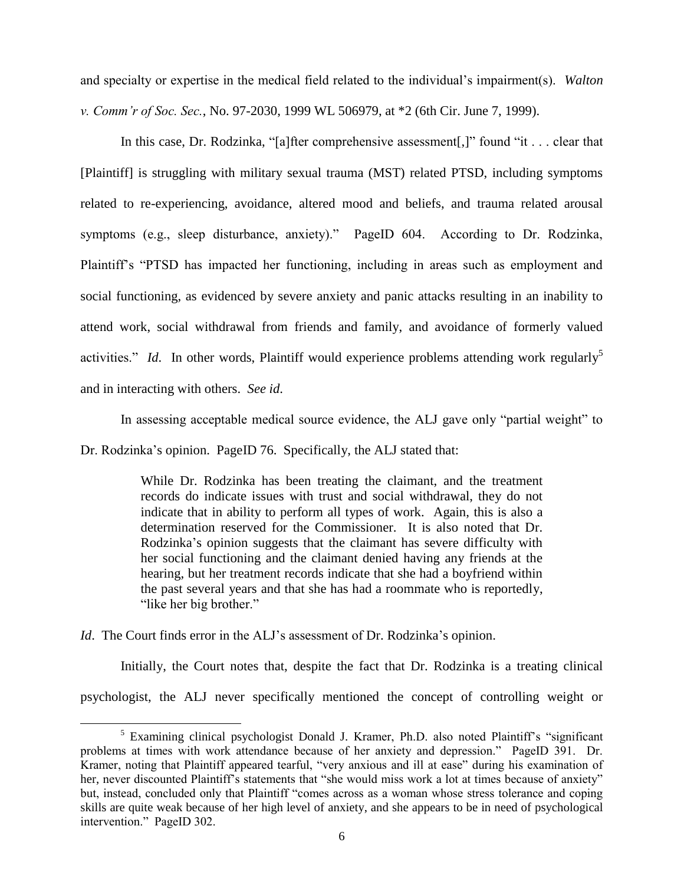and specialty or expertise in the medical field related to the individual's impairment(s). *Walton v. Comm'r of Soc. Sec.*, No. 97-2030, 1999 WL 506979, at *2 (6th Cir. June 7, 1999).

In this case, Dr. Rodzinka, "[a]fter comprehensive assessment[,]" found "it . . . clear that [Plaintiff] is struggling with military sexual trauma (MST) related PTSD, including symptoms related to re-experiencing, avoidance, altered mood and beliefs, and trauma related arousal symptoms (e.g., sleep disturbance, anxiety)." PageID 604. According to Dr. Rodzinka, Plaintiff's "PTSD has impacted her functioning, including in areas such as employment and social functioning, as evidenced by severe anxiety and panic attacks resulting in an inability to attend work, social withdrawal from friends and family, and avoidance of formerly valued activities." *Id.* In other words, Plaintiff would experience problems attending work regularly[5] and in interacting with others. *See id.*

In assessing acceptable medical source evidence, the ALJ gave only "partial weight" to Dr. Rodzinka's opinion. PageID 76. Specifically, the ALJ stated that:

> While Dr. Rodzinka has been treating the claimant, and the treatment records do indicate issues with trust and social withdrawal, they do not indicate that in ability to perform all types of work. Again, this is also a determination reserved for the Commissioner. It is also noted that Dr. Rodzinka's opinion suggests that the claimant has severe difficulty with her social functioning and the claimant denied having any friends at the hearing, but her treatment records indicate that she had a boyfriend within the past several years and that she has had a roommate who is reportedly, "like her big brother."

*Id*. The Court finds error in the ALJ's assessment of Dr. Rodzinka's opinion.

Initially, the Court notes that, despite the fact that Dr. Rodzinka is a treating clinical psychologist, the ALJ never specifically mentioned the concept of controlling weight or

---

[5] Examining clinical psychologist Donald J. Kramer, Ph.D. also noted Plaintiff's "significant problems at times with work attendance because of her anxiety and depression." PageID 391. Dr. Kramer, noting that Plaintiff appeared tearful, "very anxious and ill at ease" during his examination of her, never discounted Plaintiff's statements that "she would miss work a lot at times because of anxiety" but, instead, concluded only that Plaintiff "comes across as a woman whose stress tolerance and coping skills are quite weak because of her high level of anxiety, and she appears to be in need of psychological intervention." PageID 302.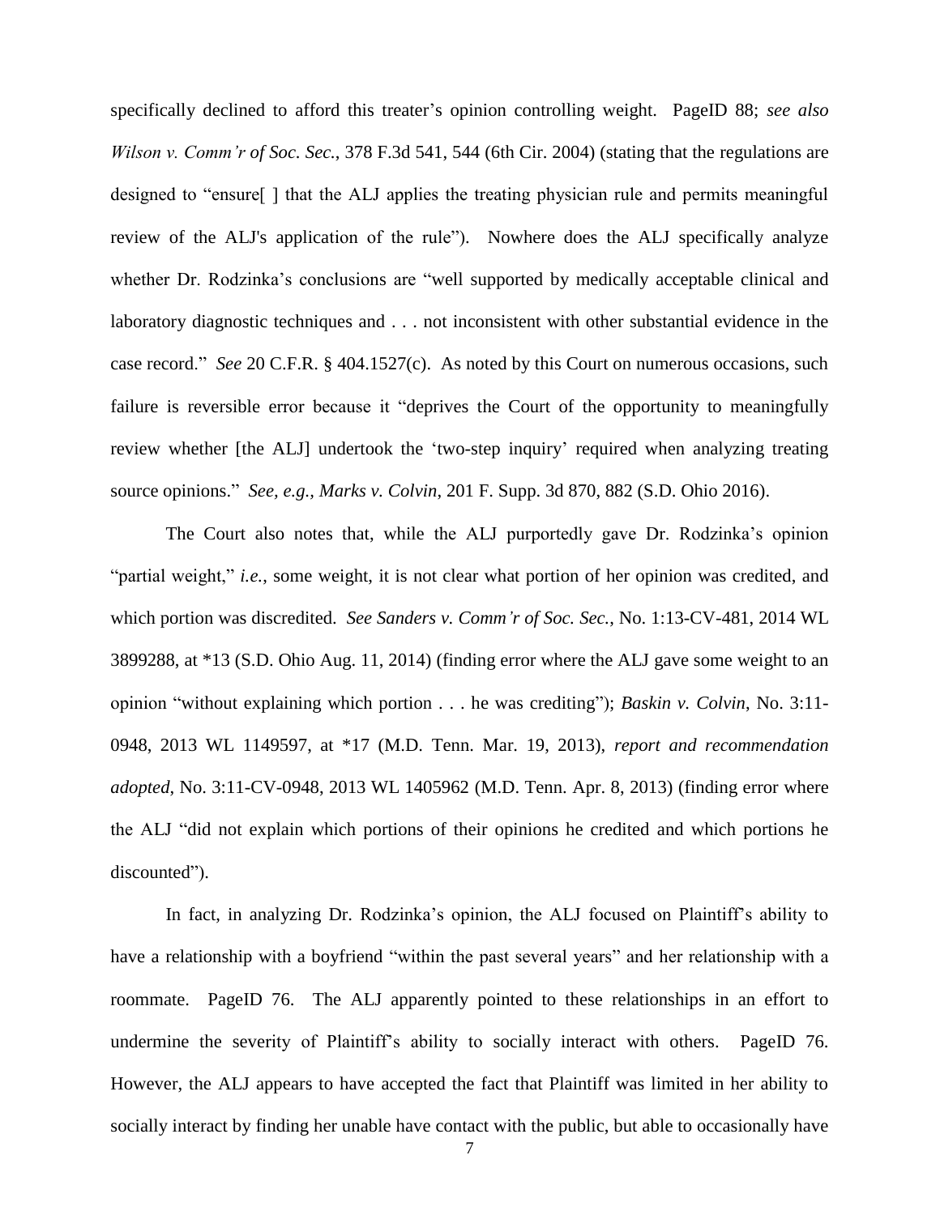specifically declined to afford this treater's opinion controlling weight. PageID 88; *see also Wilson v. Comm'r of Soc. Sec.*, 378 F.3d 541, 544 (6th Cir. 2004) (stating that the regulations are designed to "ensure[ ] that the ALJ applies the treating physician rule and permits meaningful review of the ALJ's application of the rule"). Nowhere does the ALJ specifically analyze whether Dr. Rodzinka's conclusions are "well supported by medically acceptable clinical and laboratory diagnostic techniques and . . . not inconsistent with other substantial evidence in the case record." *See* 20 C.F.R. § 404.1527(c). As noted by this Court on numerous occasions, such failure is reversible error because it "deprives the Court of the opportunity to meaningfully review whether [the ALJ] undertook the 'two-step inquiry' required when analyzing treating source opinions." *See, e.g.*, *Marks v. Colvin*, 201 F. Supp. 3d 870, 882 (S.D. Ohio 2016).

The Court also notes that, while the ALJ purportedly gave Dr. Rodzinka's opinion "partial weight," *i.e.*, some weight, it is not clear what portion of her opinion was credited, and which portion was discredited. *See Sanders v. Comm'r of Soc. Sec.*, No. 1:13-CV-481, 2014 WL 3899288, at *13 (S.D. Ohio Aug. 11, 2014) (finding error where the ALJ gave some weight to an opinion "without explaining which portion . . . he was crediting"); *Baskin v. Colvin*, No. 3:11-0948, 2013 WL 1149597, at *17 (M.D. Tenn. Mar. 19, 2013), *report and recommendation adopted*, No. 3:11-CV-0948, 2013 WL 1405962 (M.D. Tenn. Apr. 8, 2013) (finding error where the ALJ "did not explain which portions of their opinions he credited and which portions he discounted").

In fact, in analyzing Dr. Rodzinka's opinion, the ALJ focused on Plaintiff's ability to have a relationship with a boyfriend "within the past several years" and her relationship with a roommate. PageID 76. The ALJ apparently pointed to these relationships in an effort to undermine the severity of Plaintiff's ability to socially interact with others. PageID 76. However, the ALJ appears to have accepted the fact that Plaintiff was limited in her ability to socially interact by finding her unable have contact with the public, but able to occasionally have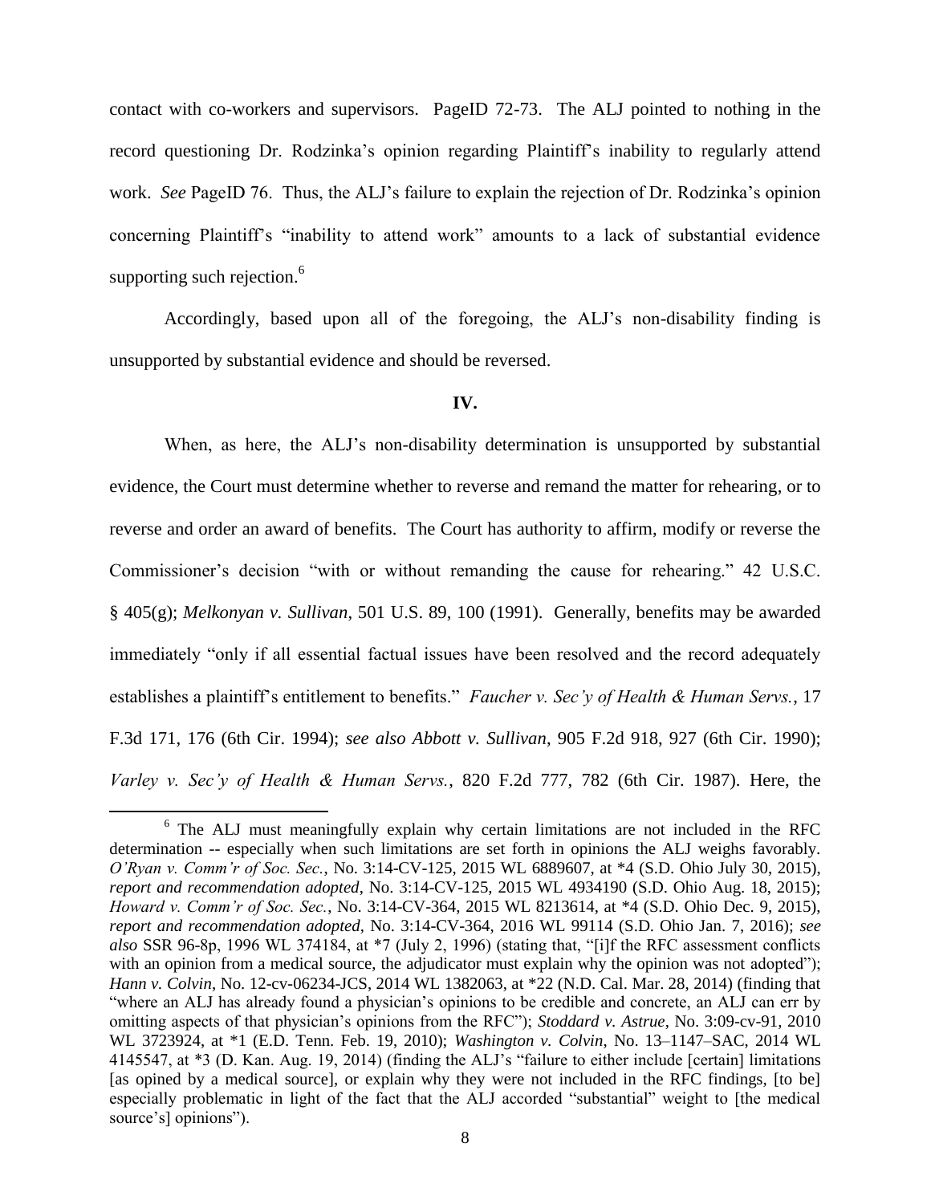contact with co-workers and supervisors. PageID 72-73. The ALJ pointed to nothing in the record questioning Dr. Rodzinka's opinion regarding Plaintiff's inability to regularly attend work. *See* PageID 76. Thus, the ALJ's failure to explain the rejection of Dr. Rodzinka's opinion concerning Plaintiff's "inability to attend work" amounts to a lack of substantial evidence supporting such rejection.[6]

Accordingly, based upon all of the foregoing, the ALJ's non-disability finding is unsupported by substantial evidence and should be reversed.

## IV.

When, as here, the ALJ's non-disability determination is unsupported by substantial evidence, the Court must determine whether to reverse and remand the matter for rehearing, or to reverse and order an award of benefits. The Court has authority to affirm, modify or reverse the Commissioner's decision "with or without remanding the cause for rehearing." 42 U.S.C. § 405(g); *Melkonyan v. Sullivan*, 501 U.S. 89, 100 (1991). Generally, benefits may be awarded immediately "only if all essential factual issues have been resolved and the record adequately establishes a plaintiff's entitlement to benefits." *Faucher v. Sec'y of Health & Human Servs.*, 17 F.3d 171, 176 (6th Cir. 1994); *see also Abbott v. Sullivan*, 905 F.2d 918, 927 (6th Cir. 1990); *Varley v. Sec'y of Health & Human Servs.*, 820 F.2d 777, 782 (6th Cir. 1987). Here, the

---

[6] The ALJ must meaningfully explain why certain limitations are not included in the RFC determination -- especially when such limitations are set forth in opinions the ALJ weighs favorably. *O'Ryan v. Comm'r of Soc. Sec.*, No. 3:14-CV-125, 2015 WL 6889607, at *4 (S.D. Ohio July 30, 2015), *report and recommendation adopted*, No. 3:14-CV-125, 2015 WL 4934190 (S.D. Ohio Aug. 18, 2015); *Howard v. Comm'r of Soc. Sec.*, No. 3:14-CV-364, 2015 WL 8213614, at *4 (S.D. Ohio Dec. 9, 2015), *report and recommendation adopted*, No. 3:14-CV-364, 2016 WL 99114 (S.D. Ohio Jan. 7, 2016); *see also* SSR 96-8p, 1996 WL 374184, at *7 (July 2, 1996) (stating that, "[i]f the RFC assessment conflicts with an opinion from a medical source, the adjudicator must explain why the opinion was not adopted"); *Hann v. Colvin*, No. 12-cv-06234-JCS, 2014 WL 1382063, at *22 (N.D. Cal. Mar. 28, 2014) (finding that "where an ALJ has already found a physician's opinions to be credible and concrete, an ALJ can err by omitting aspects of that physician's opinions from the RFC"); *Stoddard v. Astrue*, No. 3:09-cv-91, 2010 WL 3723924, at *1 (E.D. Tenn. Feb. 19, 2010); *Washington v. Colvin*, No. 13–1147–SAC, 2014 WL 4145547, at *3 (D. Kan. Aug. 19, 2014) (finding the ALJ's "failure to either include [certain] limitations [as opined by a medical source], or explain why they were not included in the RFC findings, [to be] especially problematic in light of the fact that the ALJ accorded "substantial" weight to [the medical source's] opinions").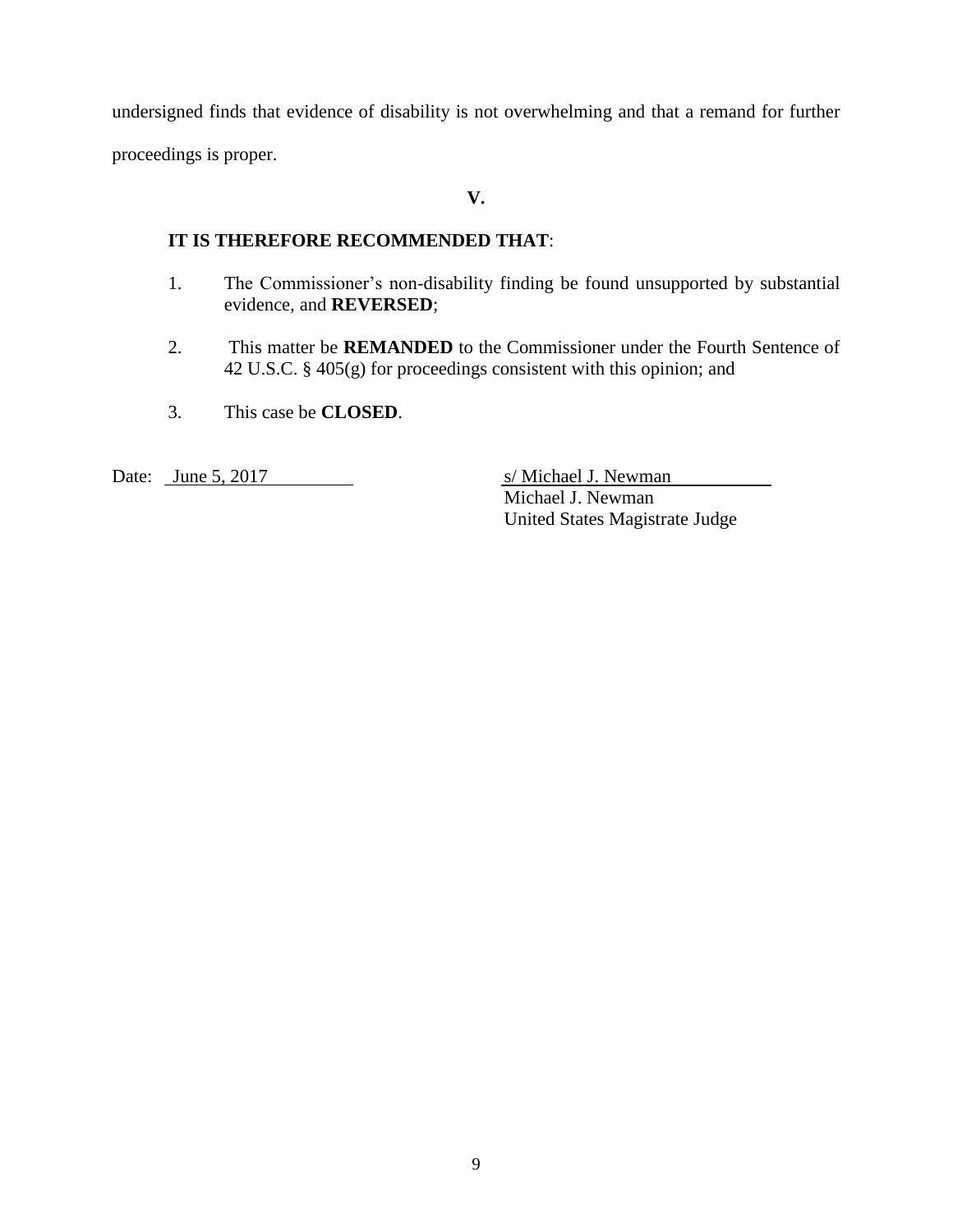undersigned finds that evidence of disability is not overwhelming and that a remand for further proceedings is proper.

**V.**

**IT IS THEREFORE RECOMMENDED THAT**:

1. The Commissioner's non-disability finding be found unsupported by substantial evidence, and **REVERSED**;

2. This matter be **REMANDED** to the Commissioner under the Fourth Sentence of 42 U.S.C. § 405(g) for proceedings consistent with this opinion; and

3. This case be **CLOSED**.

Date: June 5, 2017

s/ Michael J. Newman
Michael J. Newman
United States Magistrate Judge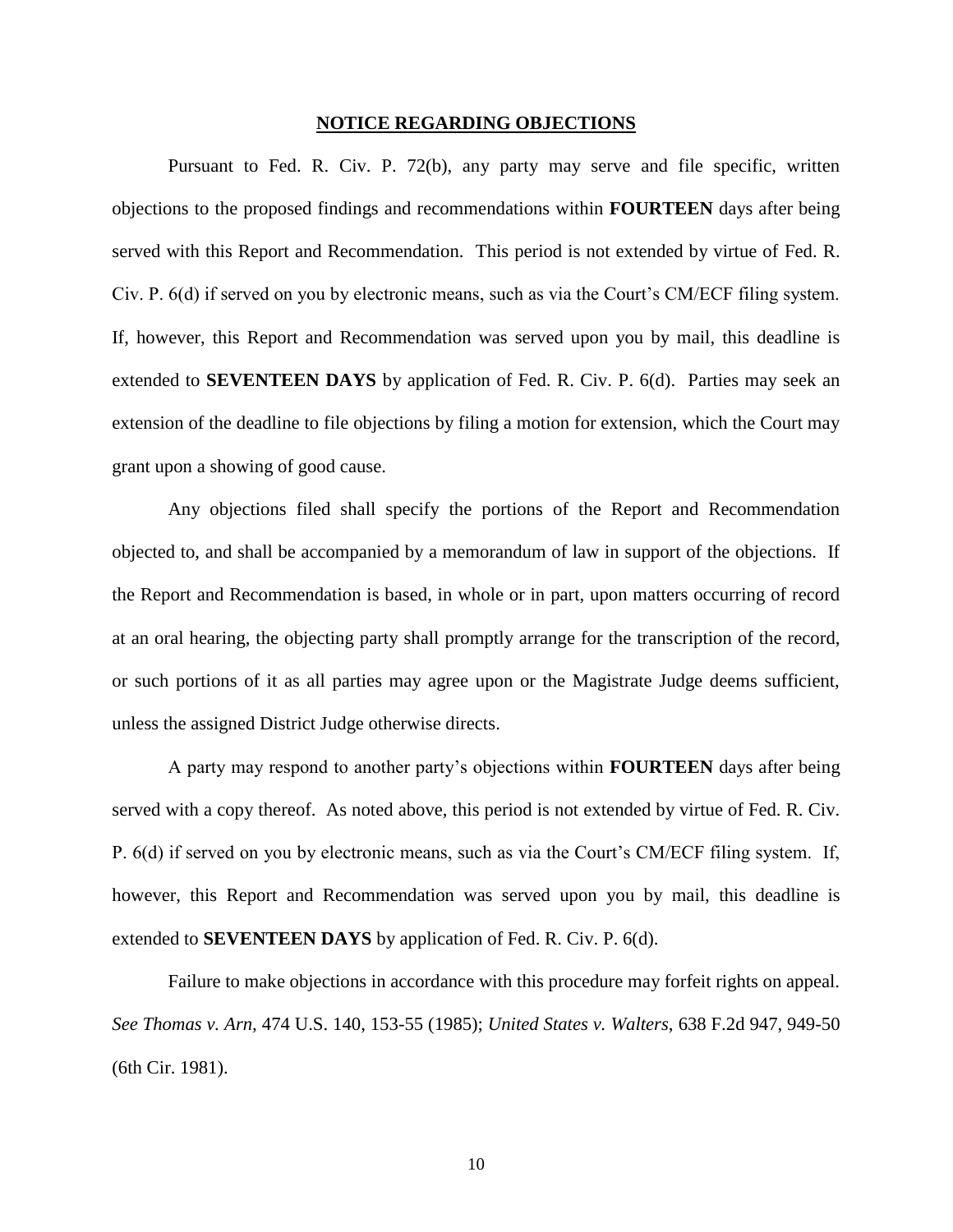## NOTICE REGARDING OBJECTIONS

Pursuant to Fed. R. Civ. P. 72(b), any party may serve and file specific, written objections to the proposed findings and recommendations within **FOURTEEN** days after being served with this Report and Recommendation. This period is not extended by virtue of Fed. R. Civ. P. 6(d) if served on you by electronic means, such as via the Court's CM/ECF filing system. If, however, this Report and Recommendation was served upon you by mail, this deadline is extended to **SEVENTEEN DAYS** by application of Fed. R. Civ. P. 6(d). Parties may seek an extension of the deadline to file objections by filing a motion for extension, which the Court may grant upon a showing of good cause.

Any objections filed shall specify the portions of the Report and Recommendation objected to, and shall be accompanied by a memorandum of law in support of the objections. If the Report and Recommendation is based, in whole or in part, upon matters occurring of record at an oral hearing, the objecting party shall promptly arrange for the transcription of the record, or such portions of it as all parties may agree upon or the Magistrate Judge deems sufficient, unless the assigned District Judge otherwise directs.

A party may respond to another party's objections within **FOURTEEN** days after being served with a copy thereof. As noted above, this period is not extended by virtue of Fed. R. Civ. P. 6(d) if served on you by electronic means, such as via the Court's CM/ECF filing system. If, however, this Report and Recommendation was served upon you by mail, this deadline is extended to **SEVENTEEN DAYS** by application of Fed. R. Civ. P. 6(d).

Failure to make objections in accordance with this procedure may forfeit rights on appeal. *See Thomas v. Arn*, 474 U.S. 140, 153-55 (1985); *United States v. Walters*, 638 F.2d 947, 949-50 (6th Cir. 1981).